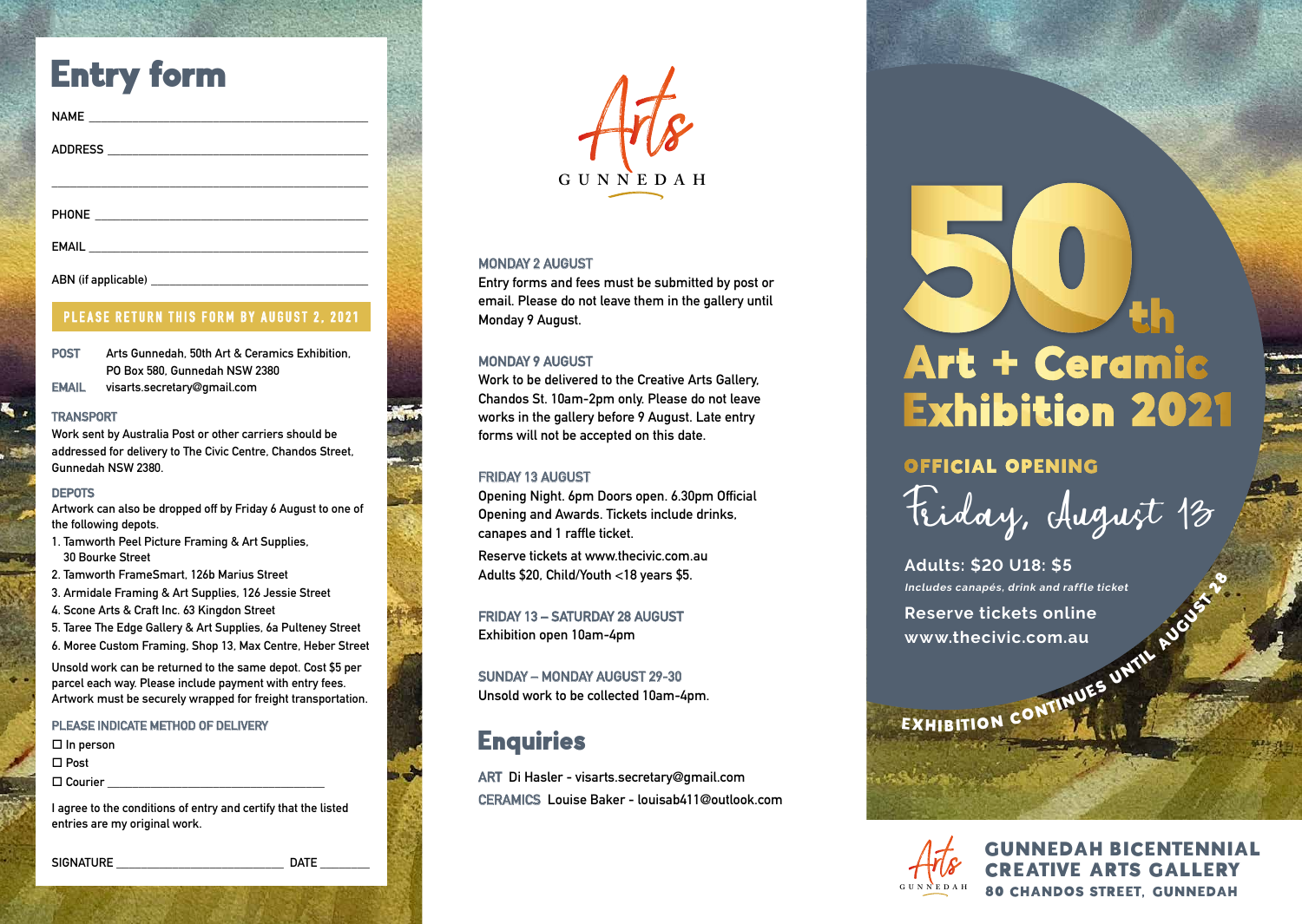# Entry form

NAME ______________________________________

ADDRESS ______________________________________

______________________________________

PHONE ______________________________________

EMAIL ______________________________________

ABN (if applicable) ______________________________

**PLEASE RETURN THIS FORM BY AUGUST 2, 2021**

**POST** Arts Gunnedah, 50th Art & Ceramics Exhibition, PO Box 580, Gunnedah NSW 2380

**EMAIL** visarts.secretary@gmail.com

### TRANSPORT

Work sent by Australia Post or other carriers should be addressed for delivery to The Civic Centre, Chandos Street, Gunnedah NSW 2380.

### DEPOTS

Artwork can also be dropped off by Friday 6 August to one of the following depots.

1. Tamworth Peel Picture Framing & Art Supplies, 30 Bourke Street
2. Tamworth FrameSmart, 126b Marius Street
3. Armidale Framing & Art Supplies, 126 Jessie Street
4. Scone Arts & Craft Inc. 63 Kingdon Street
5. Taree The Edge Gallery & Art Supplies, 6a Pulteney Street
6. Moree Custom Framing, Shop 13, Max Centre, Heber Street

Unsold work can be returned to the same depot. Cost $5 per parcel each way. Please include payment with entry fees. Artwork must be securely wrapped for freight transportation.

### PLEASE INDICATE METHOD OF DELIVERY

- ☐ In person
- ☐ Post
- ☐ Courier ______________________

I agree to the conditions of entry and certify that the listed entries are my original work.

SIGNATURE ______________________ DATE ________

Arts GUNNEDAH

### MONDAY 2 AUGUST

Entry forms and fees must be submitted by post or email. Please do not leave them in the gallery until Monday 9 August.

### MONDAY 9 AUGUST

Work to be delivered to the Creative Arts Gallery, Chandos St. 10am-2pm only. Please do not leave works in the gallery before 9 August. Late entry forms will not be accepted on this date.

### FRIDAY 13 AUGUST

Opening Night. 6pm Doors open. 6.30pm Official Opening and Awards. Tickets include drinks, canapes and 1 raffle ticket.

Reserve tickets at www.thecivic.com.au
Adults $20, Child/Youth <18 years $5.

### FRIDAY 13 – SATURDAY 28 AUGUST

Exhibition open 10am-4pm

### SUNDAY – MONDAY AUGUST 29-30

Unsold work to be collected 10am-4pm.

## Enquiries

**ART** Di Hasler - visarts.secretary@gmail.com

**CERAMICS** Louise Baker - louisab411@outlook.com

# 50th Art + Ceramic Exhibition 2021

**OFFICIAL OPENING**

Friday, August 13

**Adults: $20 U18: $5**

*Includes canapés, drink and raffle ticket*

**Reserve tickets online**
**www.thecivic.com.au**

**EXHIBITION CONTINUES UNTIL AUGUST 28**

**GUNNEDAH BICENTENNIAL CREATIVE ARTS GALLERY**
**80 CHANDOS STREET, GUNNEDAH**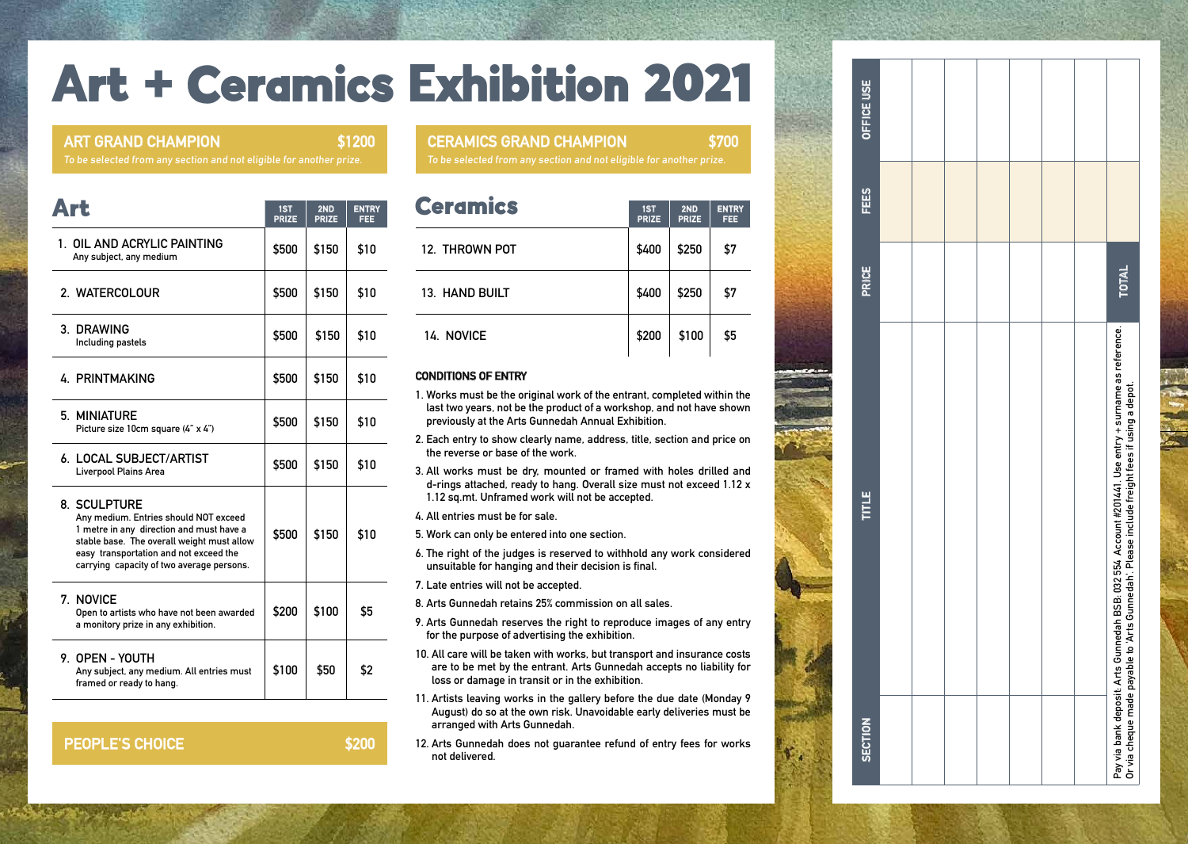# Art + Ceramics Exhibition 2021

## ART GRAND CHAMPION $1200

*To be selected from any section and not eligible for another prize.*

## Art

| | 1ST PRIZE | 2ND PRIZE | ENTRY FEE |
|---|---|---|---|
| 1. OIL AND ACRYLIC PAINTING<br>Any subject, any medium | $500 | $150 | $10 |
| 2. WATERCOLOUR | $500 | $150 | $10 |
| 3. DRAWING<br>Including pastels | $500 | $150 | $10 |
| 4. PRINTMAKING | $500 | $150 | $10 |
| 5. MINIATURE<br>Picture size 10cm square (4" x 4") | $500 | $150 | $10 |
| 6. LOCAL SUBJECT/ARTIST<br>Liverpool Plains Area | $500 | $150 | $10 |
| 8. SCULPTURE<br>Any medium. Entries should NOT exceed 1 metre in any direction and must have a stable base. The overall weight must allow easy transportation and not exceed the carrying capacity of two average persons. | $500 | $150 | $10 |
| 7. NOVICE<br>Open to artists who have not been awarded a monitory prize in any exhibition. | $200 | $100 | $5 |
| 9. OPEN - YOUTH<br>Any subject, any medium. All entries must framed or ready to hang. | $100 | $50 | $2 |

## PEOPLE'S CHOICE $200

## CERAMICS GRAND CHAMPION $700

*To be selected from any section and not eligible for another prize.*

## Ceramics

| | 1ST PRIZE | 2ND PRIZE | ENTRY FEE |
|---|---|---|---|
| 12. THROWN POT | $400 | $250 | $7 |
| 13. HAND BUILT | $400 | $250 | $7 |
| 14. NOVICE | $200 | $100 | $5 |

### CONDITIONS OF ENTRY

1. Works must be the original work of the entrant, completed within the last two years, not be the product of a workshop, and not have shown previously at the Arts Gunnedah Annual Exhibition.
2. Each entry to show clearly name, address, title, section and price on the reverse or base of the work.
3. All works must be dry, mounted or framed with holes drilled and d-rings attached, ready to hang. Overall size must not exceed 1.12 x 1.12 sq.mt. Unframed work will not be accepted.
4. All entries must be for sale.
5. Work can only be entered into one section.
6. The right of the judges is reserved to withhold any work considered unsuitable for hanging and their decision is final.
7. Late entries will not be accepted.
8. Arts Gunnedah retains 25% commission on all sales.
9. Arts Gunnedah reserves the right to reproduce images of any entry for the purpose of advertising the exhibition.
10. All care will be taken with works, but transport and insurance costs are to be met by the entrant. Arts Gunnedah accepts no liability for loss or damage in transit or in the exhibition.
11. Artists leaving works in the gallery before the due date (Monday 9 August) do so at the own risk. Unavoidable early deliveries must be arranged with Arts Gunnedah.
12. Arts Gunnedah does not guarantee refund of entry fees for works not delivered.

| SECTION | TITLE | PRICE | FEES | OFFICE USE |
|---|---|---|---|---|
| | | | | |
| | | | | |
| | | | | |
| | | | | |
| | | | | |
| | | | | |
| Pay via bank deposit: Arts Gunnedah BSB: 032 554 Account #201441. Use entry + surname as reference. Or via cheque made payable to 'Arts Gunnedah'. Please include freight fees if using a depot. | | TOTAL | | |